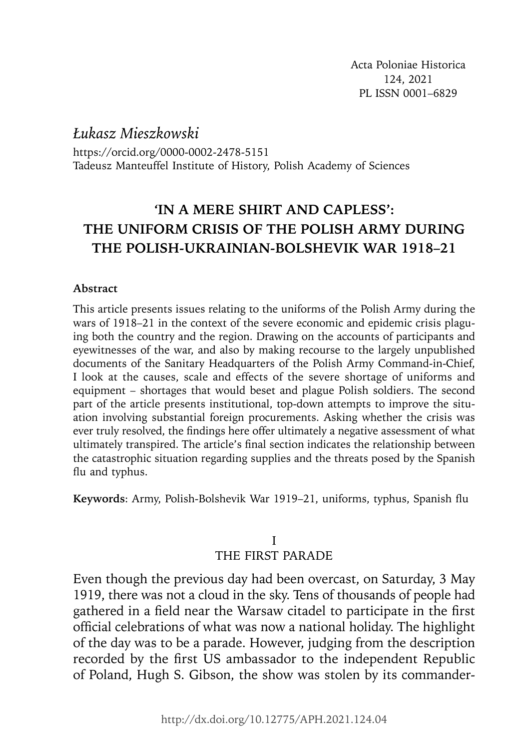Acta Poloniae Historica
124, 2021
PL ISSN 0001–6829

*Łukasz Mieszkowski*

https://orcid.org/0000-0002-2478-5151
Tadeusz Manteuffel Institute of History, Polish Academy of Sciences

# 'IN A MERE SHIRT AND CAPLESS': THE UNIFORM CRISIS OF THE POLISH ARMY DURING THE POLISH-UKRAINIAN-BOLSHEVIK WAR 1918–21

**Abstract**

This article presents issues relating to the uniforms of the Polish Army during the wars of 1918–21 in the context of the severe economic and epidemic crisis plaguing both the country and the region. Drawing on the accounts of participants and eyewitnesses of the war, and also by making recourse to the largely unpublished documents of the Sanitary Headquarters of the Polish Army Command-in-Chief, I look at the causes, scale and effects of the severe shortage of uniforms and equipment – shortages that would beset and plague Polish soldiers. The second part of the article presents institutional, top-down attempts to improve the situation involving substantial foreign procurements. Asking whether the crisis was ever truly resolved, the findings here offer ultimately a negative assessment of what ultimately transpired. The article's final section indicates the relationship between the catastrophic situation regarding supplies and the threats posed by the Spanish flu and typhus.

**Keywords**: Army, Polish-Bolshevik War 1919–21, uniforms, typhus, Spanish flu

## I
## THE FIRST PARADE

Even though the previous day had been overcast, on Saturday, 3 May 1919, there was not a cloud in the sky. Tens of thousands of people had gathered in a field near the Warsaw citadel to participate in the first official celebrations of what was now a national holiday. The highlight of the day was to be a parade. However, judging from the description recorded by the first US ambassador to the independent Republic of Poland, Hugh S. Gibson, the show was stolen by its commander-

http://dx.doi.org/10.12775/APH.2021.124.04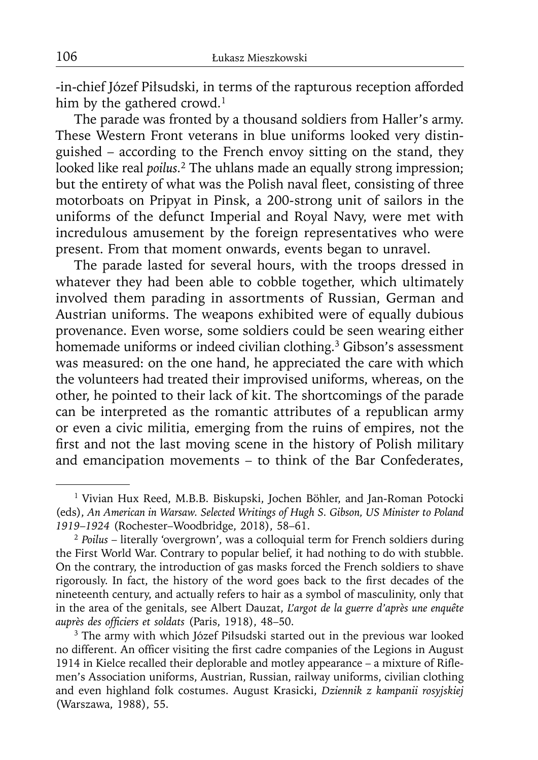-in-chief Józef Piłsudski, in terms of the rapturous reception afforded him by the gathered crowd.[1]

The parade was fronted by a thousand soldiers from Haller's army. These Western Front veterans in blue uniforms looked very distinguished – according to the French envoy sitting on the stand, they looked like real *poilus*.[2] The uhlans made an equally strong impression; but the entirety of what was the Polish naval fleet, consisting of three motorboats on Pripyat in Pinsk, a 200-strong unit of sailors in the uniforms of the defunct Imperial and Royal Navy, were met with incredulous amusement by the foreign representatives who were present. From that moment onwards, events began to unravel.

The parade lasted for several hours, with the troops dressed in whatever they had been able to cobble together, which ultimately involved them parading in assortments of Russian, German and Austrian uniforms. The weapons exhibited were of equally dubious provenance. Even worse, some soldiers could be seen wearing either homemade uniforms or indeed civilian clothing.[3] Gibson's assessment was measured: on the one hand, he appreciated the care with which the volunteers had treated their improvised uniforms, whereas, on the other, he pointed to their lack of kit. The shortcomings of the parade can be interpreted as the romantic attributes of a republican army or even a civic militia, emerging from the ruins of empires, not the first and not the last moving scene in the history of Polish military and emancipation movements – to think of the Bar Confederates,

---

[1] Vivian Hux Reed, M.B.B. Biskupski, Jochen Böhler, and Jan-Roman Potocki (eds), *An American in Warsaw. Selected Writings of Hugh S. Gibson, US Minister to Poland 1919–1924* (Rochester–Woodbridge, 2018), 58–61.

[2] *Poilus* – literally 'overgrown', was a colloquial term for French soldiers during the First World War. Contrary to popular belief, it had nothing to do with stubble. On the contrary, the introduction of gas masks forced the French soldiers to shave rigorously. In fact, the history of the word goes back to the first decades of the nineteenth century, and actually refers to hair as a symbol of masculinity, only that in the area of the genitals, see Albert Dauzat, *L'argot de la guerre d'après une enquête auprès des officiers et soldats* (Paris, 1918), 48–50.

[3] The army with which Józef Piłsudski started out in the previous war looked no different. An officer visiting the first cadre companies of the Legions in August 1914 in Kielce recalled their deplorable and motley appearance – a mixture of Riflemen's Association uniforms, Austrian, Russian, railway uniforms, civilian clothing and even highland folk costumes. August Krasicki, *Dziennik z kampanii rosyjskiej* (Warszawa, 1988), 55.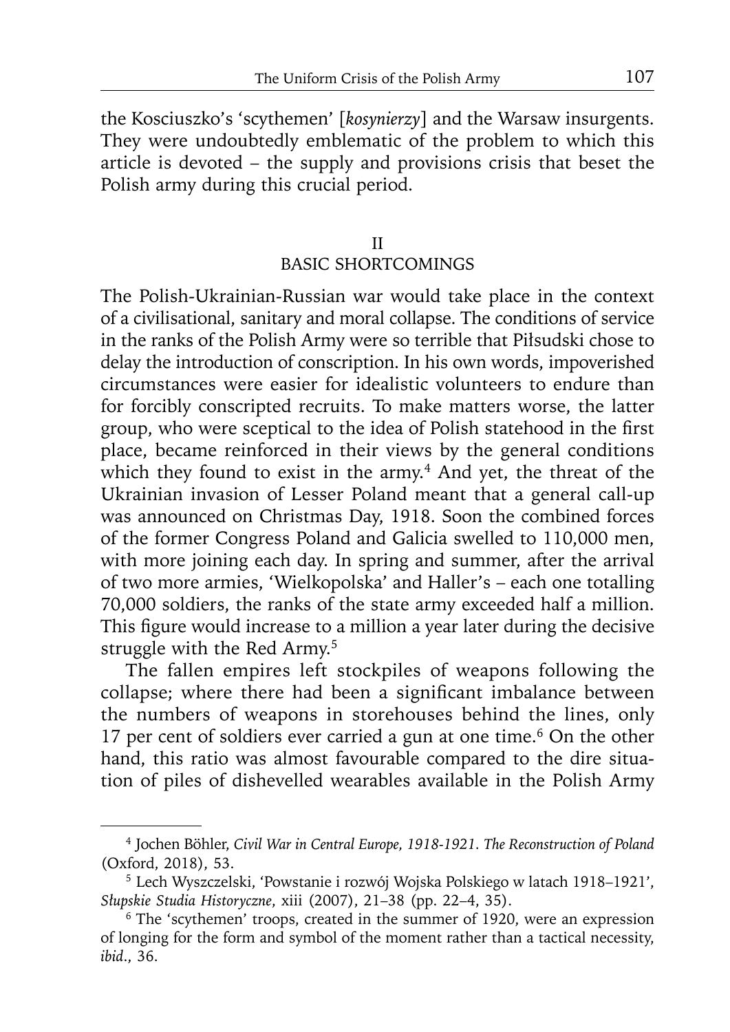the Kosciuszko's 'scythemen' [*kosynierzy*] and the Warsaw insurgents. They were undoubtedly emblematic of the problem to which this article is devoted – the supply and provisions crisis that beset the Polish army during this crucial period.

## II
## BASIC SHORTCOMINGS

The Polish-Ukrainian-Russian war would take place in the context of a civilisational, sanitary and moral collapse. The conditions of service in the ranks of the Polish Army were so terrible that Piłsudski chose to delay the introduction of conscription. In his own words, impoverished circumstances were easier for idealistic volunteers to endure than for forcibly conscripted recruits. To make matters worse, the latter group, who were sceptical to the idea of Polish statehood in the first place, became reinforced in their views by the general conditions which they found to exist in the army.[4] And yet, the threat of the Ukrainian invasion of Lesser Poland meant that a general call-up was announced on Christmas Day, 1918. Soon the combined forces of the former Congress Poland and Galicia swelled to 110,000 men, with more joining each day. In spring and summer, after the arrival of two more armies, 'Wielkopolska' and Haller's – each one totalling 70,000 soldiers, the ranks of the state army exceeded half a million. This figure would increase to a million a year later during the decisive struggle with the Red Army.[5]

The fallen empires left stockpiles of weapons following the collapse; where there had been a significant imbalance between the numbers of weapons in storehouses behind the lines, only 17 per cent of soldiers ever carried a gun at one time.[6] On the other hand, this ratio was almost favourable compared to the dire situation of piles of dishevelled wearables available in the Polish Army

---

[4] Jochen Böhler, *Civil War in Central Europe, 1918-1921. The Reconstruction of Poland* (Oxford, 2018), 53.

[5] Lech Wyszczelski, 'Powstanie i rozwój Wojska Polskiego w latach 1918–1921', *Słupskie Studia Historyczne*, xiii (2007), 21–38 (pp. 22–4, 35).

[6] The 'scythemen' troops, created in the summer of 1920, were an expression of longing for the form and symbol of the moment rather than a tactical necessity, *ibid.*, 36.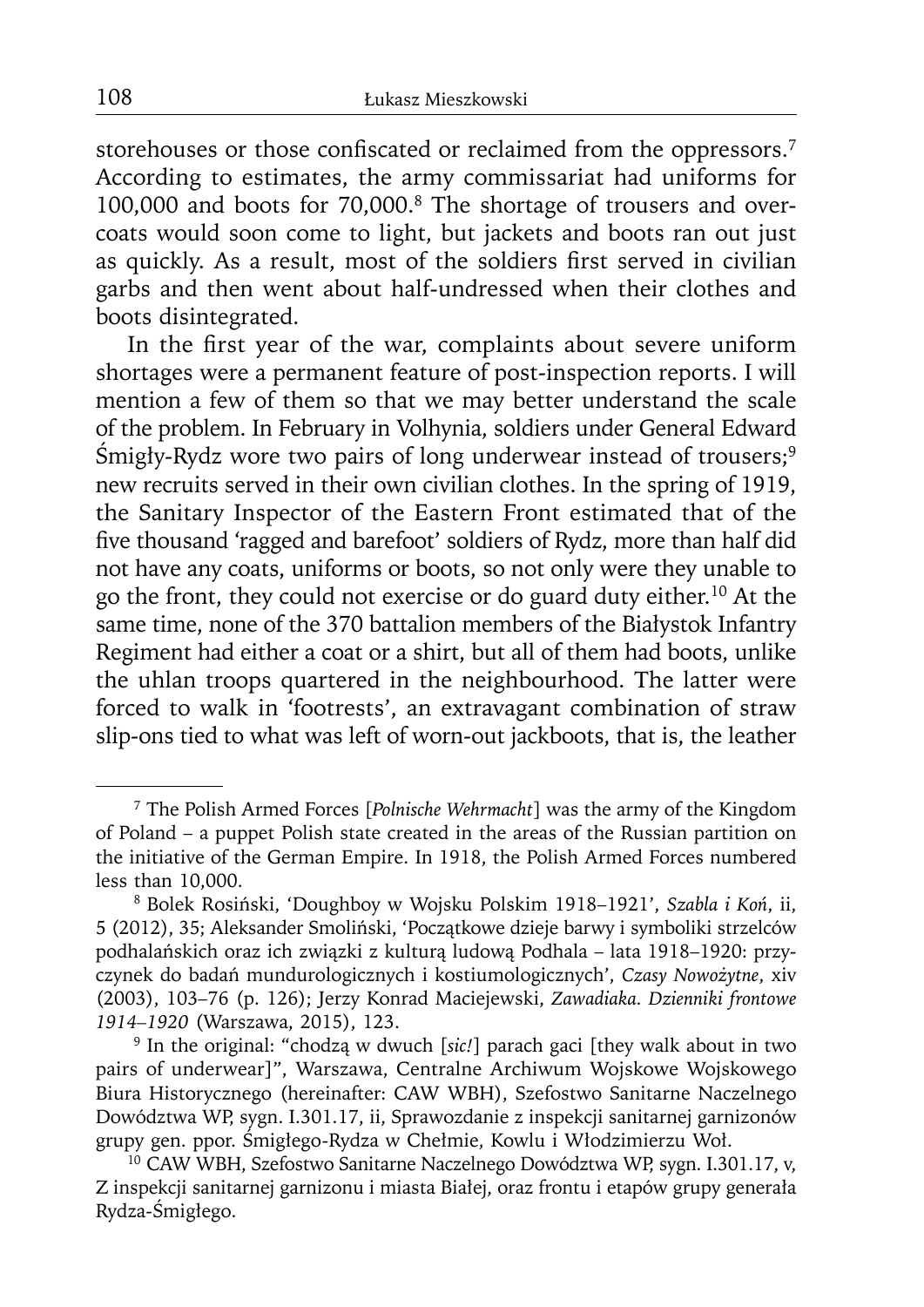storehouses or those confiscated or reclaimed from the oppressors.[7] According to estimates, the army commissariat had uniforms for 100,000 and boots for 70,000.[8] The shortage of trousers and overcoats would soon come to light, but jackets and boots ran out just as quickly. As a result, most of the soldiers first served in civilian garbs and then went about half-undressed when their clothes and boots disintegrated.

In the first year of the war, complaints about severe uniform shortages were a permanent feature of post-inspection reports. I will mention a few of them so that we may better understand the scale of the problem. In February in Volhynia, soldiers under General Edward Śmigły-Rydz wore two pairs of long underwear instead of trousers;[9] new recruits served in their own civilian clothes. In the spring of 1919, the Sanitary Inspector of the Eastern Front estimated that of the five thousand 'ragged and barefoot' soldiers of Rydz, more than half did not have any coats, uniforms or boots, so not only were they unable to go the front, they could not exercise or do guard duty either.[10] At the same time, none of the 370 battalion members of the Białystok Infantry Regiment had either a coat or a shirt, but all of them had boots, unlike the uhlan troops quartered in the neighbourhood. The latter were forced to walk in 'footrests', an extravagant combination of straw slip-ons tied to what was left of worn-out jackboots, that is, the leather

---

[7] The Polish Armed Forces [*Polnische Wehrmacht*] was the army of the Kingdom of Poland – a puppet Polish state created in the areas of the Russian partition on the initiative of the German Empire. In 1918, the Polish Armed Forces numbered less than 10,000.

[8] Bolek Rosiński, 'Doughboy w Wojsku Polskim 1918–1921', *Szabla i Koń*, ii, 5 (2012), 35; Aleksander Smoliński, 'Początkowe dzieje barwy i symboliki strzelców podhalańskich oraz ich związki z kulturą ludową Podhala – lata 1918–1920: przyczynek do badań mundurologicznych i kostiumologicznych', *Czasy Nowożytne*, xiv (2003), 103–76 (p. 126); Jerzy Konrad Maciejewski, *Zawadiaka. Dzienniki frontowe 1914–1920* (Warszawa, 2015), 123.

[9] In the original: "chodzą w dwuch [*sic!*] parach gaci [they walk about in two pairs of underwear]", Warszawa, Centralne Archiwum Wojskowe Wojskowego Biura Historycznego (hereinafter: CAW WBH), Szefostwo Sanitarne Naczelnego Dowództwa WP, sygn. I.301.17, ii, Sprawozdanie z inspekcji sanitarnej garnizonów grupy gen. ppor. Śmigłego-Rydza w Chełmie, Kowlu i Włodzimierzu Woł.

[10] CAW WBH, Szefostwo Sanitarne Naczelnego Dowództwa WP, sygn. I.301.17, v, Z inspekcji sanitarnej garnizonu i miasta Białej, oraz frontu i etapów grupy generała Rydza-Śmigłego.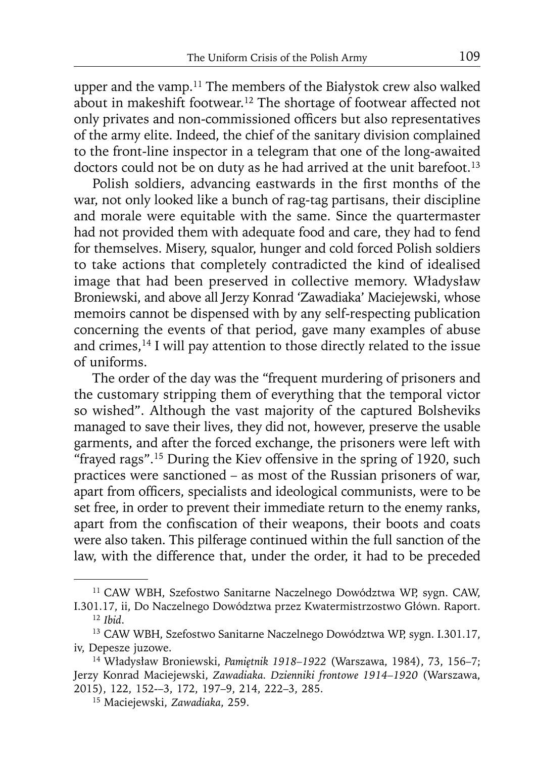upper and the vamp.[11] The members of the Białystok crew also walked about in makeshift footwear.[12] The shortage of footwear affected not only privates and non-commissioned officers but also representatives of the army elite. Indeed, the chief of the sanitary division complained to the front-line inspector in a telegram that one of the long-awaited doctors could not be on duty as he had arrived at the unit barefoot.[13]

Polish soldiers, advancing eastwards in the first months of the war, not only looked like a bunch of rag-tag partisans, their discipline and morale were equitable with the same. Since the quartermaster had not provided them with adequate food and care, they had to fend for themselves. Misery, squalor, hunger and cold forced Polish soldiers to take actions that completely contradicted the kind of idealised image that had been preserved in collective memory. Władysław Broniewski, and above all Jerzy Konrad 'Zawadiaka' Maciejewski, whose memoirs cannot be dispensed with by any self-respecting publication concerning the events of that period, gave many examples of abuse and crimes,[14] I will pay attention to those directly related to the issue of uniforms.

The order of the day was the "frequent murdering of prisoners and the customary stripping them of everything that the temporal victor so wished". Although the vast majority of the captured Bolsheviks managed to save their lives, they did not, however, preserve the usable garments, and after the forced exchange, the prisoners were left with "frayed rags".[15] During the Kiev offensive in the spring of 1920, such practices were sanctioned – as most of the Russian prisoners of war, apart from officers, specialists and ideological communists, were to be set free, in order to prevent their immediate return to the enemy ranks, apart from the confiscation of their weapons, their boots and coats were also taken. This pilferage continued within the full sanction of the law, with the difference that, under the order, it had to be preceded

---

[11] CAW WBH, Szefostwo Sanitarne Naczelnego Dowództwa WP, sygn. CAW, I.301.17, ii, Do Naczelnego Dowództwa przez Kwatermistrzostwo Główn. Raport.

[12] *Ibid*.

[13] CAW WBH, Szefostwo Sanitarne Naczelnego Dowództwa WP, sygn. I.301.17, iv, Depesze juzowe.

[14] Władysław Broniewski, *Pamiętnik 1918–1922* (Warszawa, 1984), 73, 156–7; Jerzy Konrad Maciejewski, *Zawadiaka. Dzienniki frontowe 1914–1920* (Warszawa, 2015), 122, 152-–3, 172, 197–9, 214, 222–3, 285.

[15] Maciejewski, *Zawadiaka*, 259.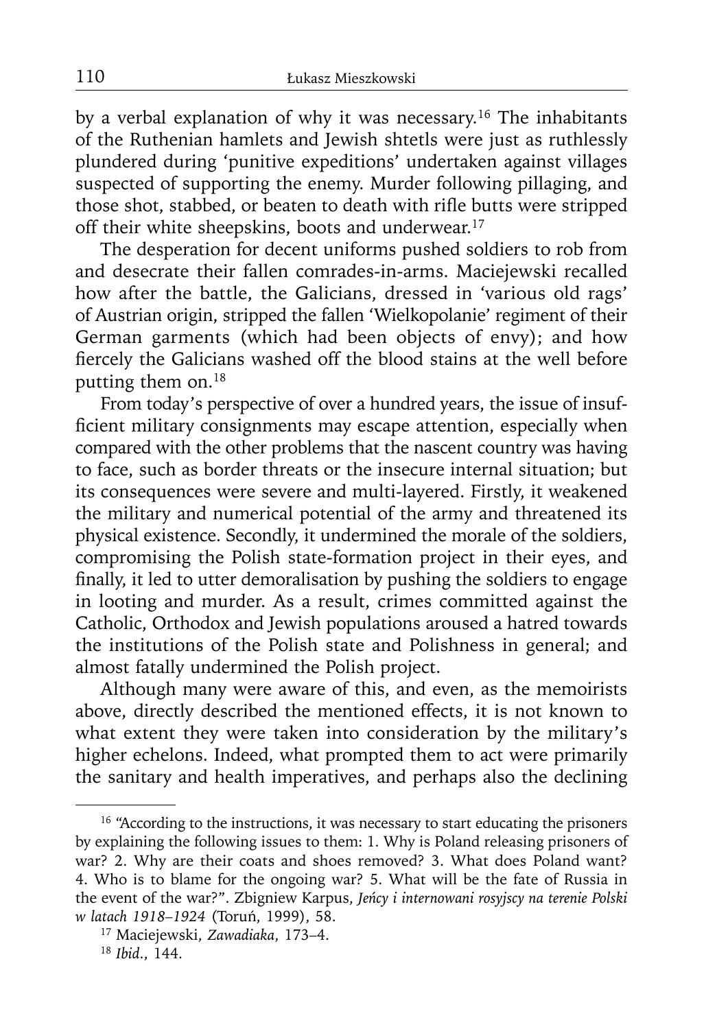by a verbal explanation of why it was necessary.[16] The inhabitants of the Ruthenian hamlets and Jewish shtetls were just as ruthlessly plundered during 'punitive expeditions' undertaken against villages suspected of supporting the enemy. Murder following pillaging, and those shot, stabbed, or beaten to death with rifle butts were stripped off their white sheepskins, boots and underwear.[17]

The desperation for decent uniforms pushed soldiers to rob from and desecrate their fallen comrades-in-arms. Maciejewski recalled how after the battle, the Galicians, dressed in 'various old rags' of Austrian origin, stripped the fallen 'Wielkopolanie' regiment of their German garments (which had been objects of envy); and how fiercely the Galicians washed off the blood stains at the well before putting them on.[18]

From today's perspective of over a hundred years, the issue of insufficient military consignments may escape attention, especially when compared with the other problems that the nascent country was having to face, such as border threats or the insecure internal situation; but its consequences were severe and multi-layered. Firstly, it weakened the military and numerical potential of the army and threatened its physical existence. Secondly, it undermined the morale of the soldiers, compromising the Polish state-formation project in their eyes, and finally, it led to utter demoralisation by pushing the soldiers to engage in looting and murder. As a result, crimes committed against the Catholic, Orthodox and Jewish populations aroused a hatred towards the institutions of the Polish state and Polishness in general; and almost fatally undermined the Polish project.

Although many were aware of this, and even, as the memoirists above, directly described the mentioned effects, it is not known to what extent they were taken into consideration by the military's higher echelons. Indeed, what prompted them to act were primarily the sanitary and health imperatives, and perhaps also the declining

---

[16] "According to the instructions, it was necessary to start educating the prisoners by explaining the following issues to them: 1. Why is Poland releasing prisoners of war? 2. Why are their coats and shoes removed? 3. What does Poland want? 4. Who is to blame for the ongoing war? 5. What will be the fate of Russia in the event of the war?". Zbigniew Karpus, *Jeńcy i internowani rosyjscy na terenie Polski w latach 1918–1924* (Toruń, 1999), 58.

[17] Maciejewski, *Zawadiaka*, 173–4.

[18] *Ibid.*, 144.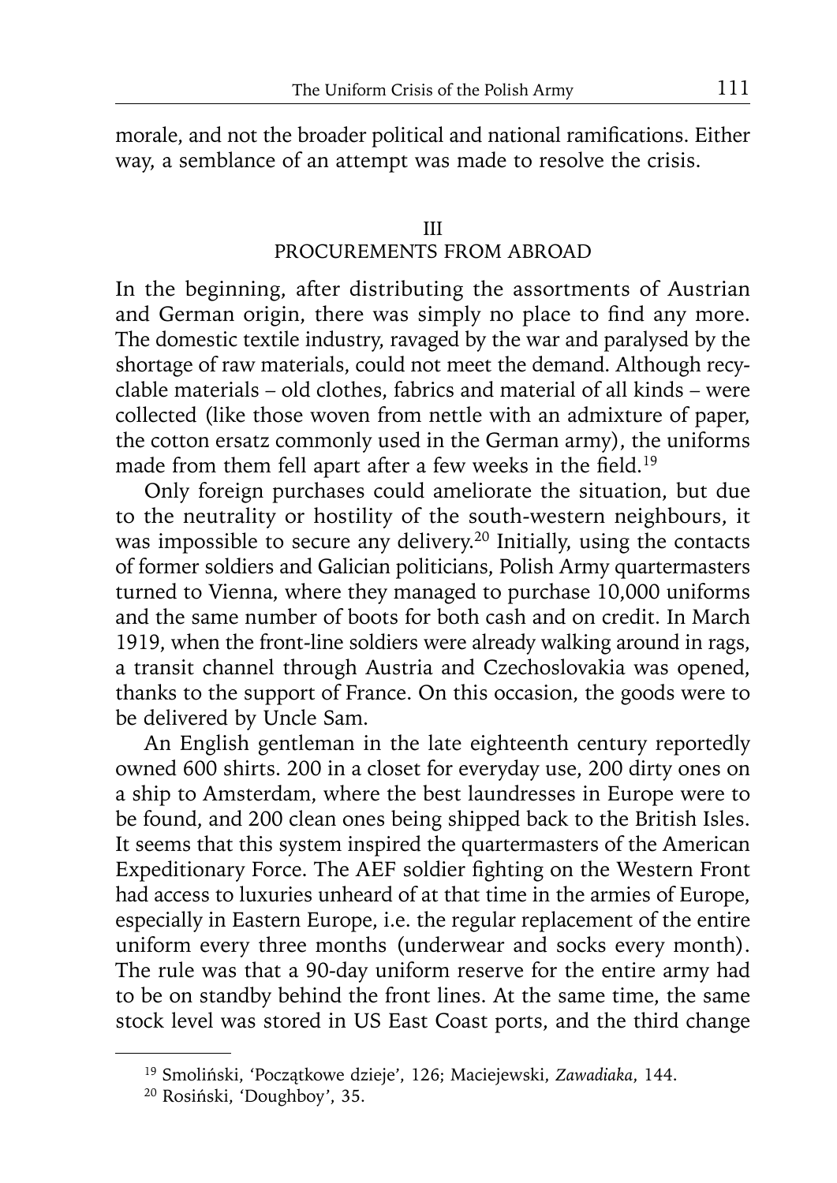morale, and not the broader political and national ramifications. Either way, a semblance of an attempt was made to resolve the crisis.

## III
## PROCUREMENTS FROM ABROAD

In the beginning, after distributing the assortments of Austrian and German origin, there was simply no place to find any more. The domestic textile industry, ravaged by the war and paralysed by the shortage of raw materials, could not meet the demand. Although recyclable materials – old clothes, fabrics and material of all kinds – were collected (like those woven from nettle with an admixture of paper, the cotton ersatz commonly used in the German army), the uniforms made from them fell apart after a few weeks in the field.[19]

Only foreign purchases could ameliorate the situation, but due to the neutrality or hostility of the south-western neighbours, it was impossible to secure any delivery.[20] Initially, using the contacts of former soldiers and Galician politicians, Polish Army quartermasters turned to Vienna, where they managed to purchase 10,000 uniforms and the same number of boots for both cash and on credit. In March 1919, when the front-line soldiers were already walking around in rags, a transit channel through Austria and Czechoslovakia was opened, thanks to the support of France. On this occasion, the goods were to be delivered by Uncle Sam.

An English gentleman in the late eighteenth century reportedly owned 600 shirts. 200 in a closet for everyday use, 200 dirty ones on a ship to Amsterdam, where the best laundresses in Europe were to be found, and 200 clean ones being shipped back to the British Isles. It seems that this system inspired the quartermasters of the American Expeditionary Force. The AEF soldier fighting on the Western Front had access to luxuries unheard of at that time in the armies of Europe, especially in Eastern Europe, i.e. the regular replacement of the entire uniform every three months (underwear and socks every month). The rule was that a 90-day uniform reserve for the entire army had to be on standby behind the front lines. At the same time, the same stock level was stored in US East Coast ports, and the third change

---

[19] Smoliński, 'Początkowe dzieje', 126; Maciejewski, *Zawadiaka*, 144.

[20] Rosiński, 'Doughboy', 35.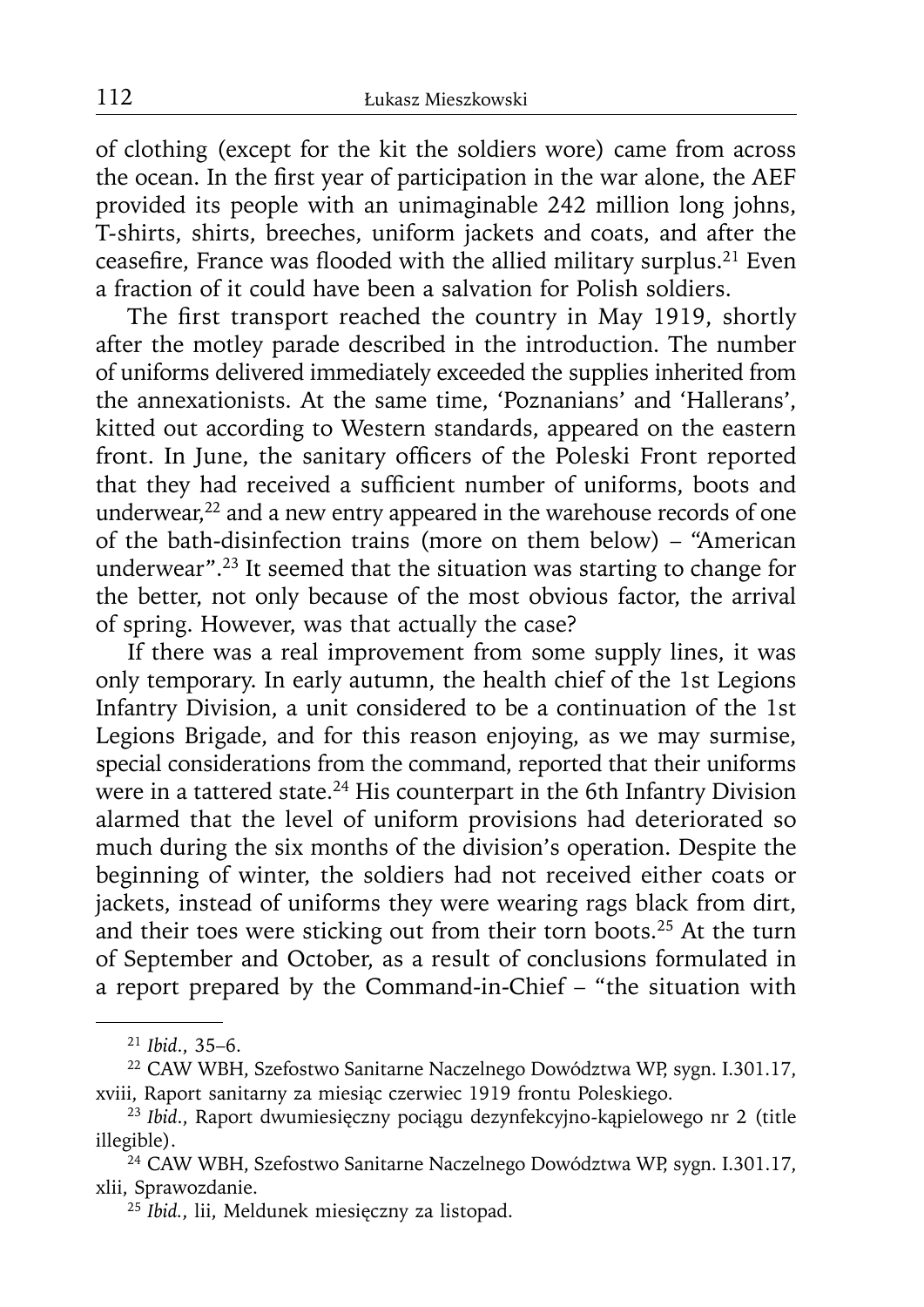of clothing (except for the kit the soldiers wore) came from across the ocean. In the first year of participation in the war alone, the AEF provided its people with an unimaginable 242 million long johns, T-shirts, shirts, breeches, uniform jackets and coats, and after the ceasefire, France was flooded with the allied military surplus.[21] Even a fraction of it could have been a salvation for Polish soldiers.

The first transport reached the country in May 1919, shortly after the motley parade described in the introduction. The number of uniforms delivered immediately exceeded the supplies inherited from the annexationists. At the same time, 'Poznanians' and 'Hallerans', kitted out according to Western standards, appeared on the eastern front. In June, the sanitary officers of the Poleski Front reported that they had received a sufficient number of uniforms, boots and underwear,[22] and a new entry appeared in the warehouse records of one of the bath-disinfection trains (more on them below) – "American underwear".[23] It seemed that the situation was starting to change for the better, not only because of the most obvious factor, the arrival of spring. However, was that actually the case?

If there was a real improvement from some supply lines, it was only temporary. In early autumn, the health chief of the 1st Legions Infantry Division, a unit considered to be a continuation of the 1st Legions Brigade, and for this reason enjoying, as we may surmise, special considerations from the command, reported that their uniforms were in a tattered state.[24] His counterpart in the 6th Infantry Division alarmed that the level of uniform provisions had deteriorated so much during the six months of the division's operation. Despite the beginning of winter, the soldiers had not received either coats or jackets, instead of uniforms they were wearing rags black from dirt, and their toes were sticking out from their torn boots.[25] At the turn of September and October, as a result of conclusions formulated in a report prepared by the Command-in-Chief – "the situation with

---

[21] *Ibid.*, 35–6.

[22] CAW WBH, Szefostwo Sanitarne Naczelnego Dowództwa WP, sygn. I.301.17, xviii, Raport sanitarny za miesiąc czerwiec 1919 frontu Poleskiego.

[23] *Ibid.*, Raport dwumiesięczny pociągu dezynfekcyjno-kąpielowego nr 2 (title illegible).

[24] CAW WBH, Szefostwo Sanitarne Naczelnego Dowództwa WP, sygn. I.301.17, xlii, Sprawozdanie.

[25] *Ibid.*, lii, Meldunek miesięczny za listopad.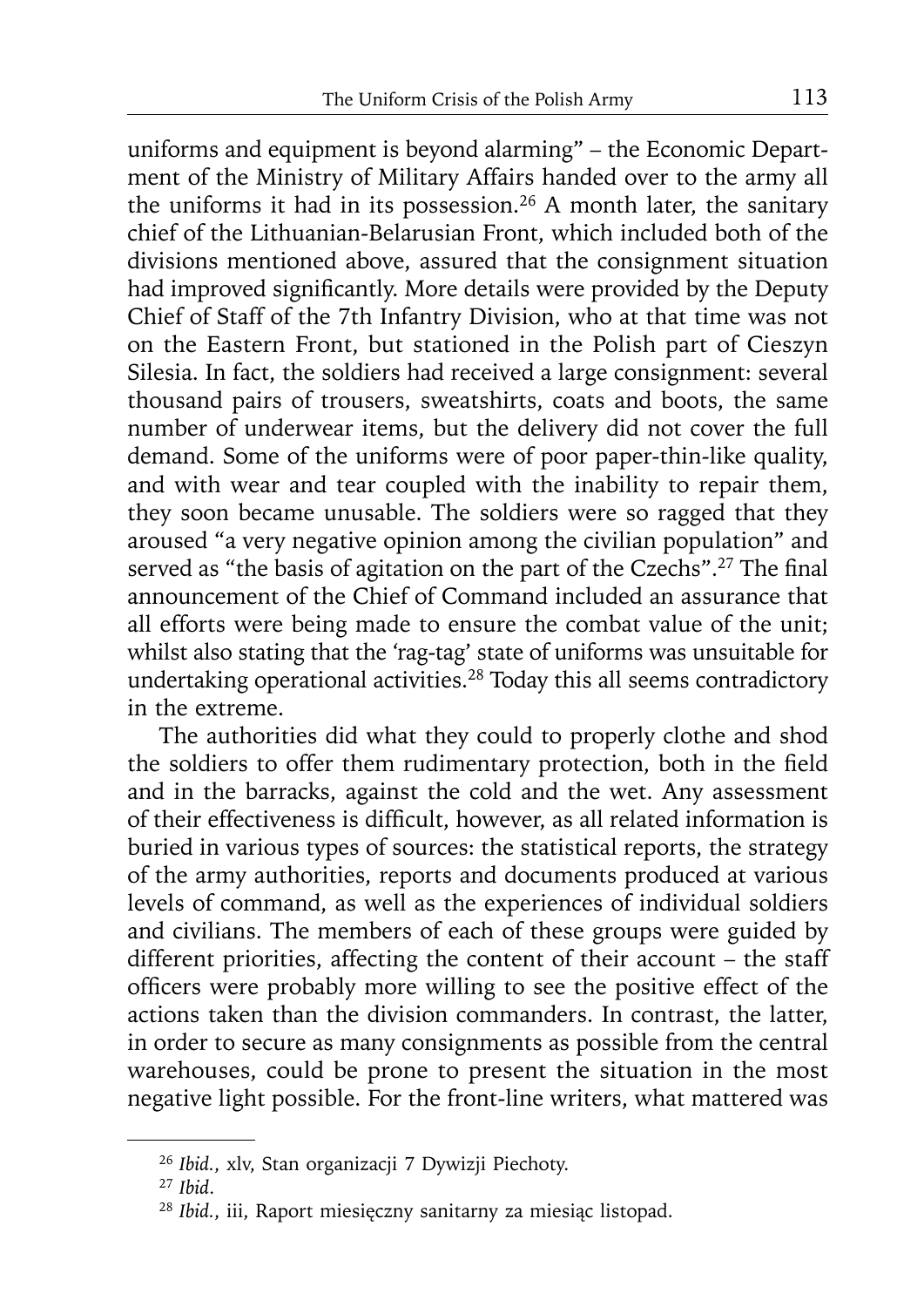uniforms and equipment is beyond alarming" – the Economic Department of the Ministry of Military Affairs handed over to the army all the uniforms it had in its possession.[26] A month later, the sanitary chief of the Lithuanian-Belarusian Front, which included both of the divisions mentioned above, assured that the consignment situation had improved significantly. More details were provided by the Deputy Chief of Staff of the 7th Infantry Division, who at that time was not on the Eastern Front, but stationed in the Polish part of Cieszyn Silesia. In fact, the soldiers had received a large consignment: several thousand pairs of trousers, sweatshirts, coats and boots, the same number of underwear items, but the delivery did not cover the full demand. Some of the uniforms were of poor paper-thin-like quality, and with wear and tear coupled with the inability to repair them, they soon became unusable. The soldiers were so ragged that they aroused "a very negative opinion among the civilian population" and served as "the basis of agitation on the part of the Czechs".[27] The final announcement of the Chief of Command included an assurance that all efforts were being made to ensure the combat value of the unit; whilst also stating that the 'rag-tag' state of uniforms was unsuitable for undertaking operational activities.[28] Today this all seems contradictory in the extreme.

The authorities did what they could to properly clothe and shod the soldiers to offer them rudimentary protection, both in the field and in the barracks, against the cold and the wet. Any assessment of their effectiveness is difficult, however, as all related information is buried in various types of sources: the statistical reports, the strategy of the army authorities, reports and documents produced at various levels of command, as well as the experiences of individual soldiers and civilians. The members of each of these groups were guided by different priorities, affecting the content of their account – the staff officers were probably more willing to see the positive effect of the actions taken than the division commanders. In contrast, the latter, in order to secure as many consignments as possible from the central warehouses, could be prone to present the situation in the most negative light possible. For the front-line writers, what mattered was

---

[26] *Ibid.*, xlv, Stan organizacji 7 Dywizji Piechoty.

[27] *Ibid.*

[28] *Ibid.*, iii, Raport miesięczny sanitarny za miesiąc listopad.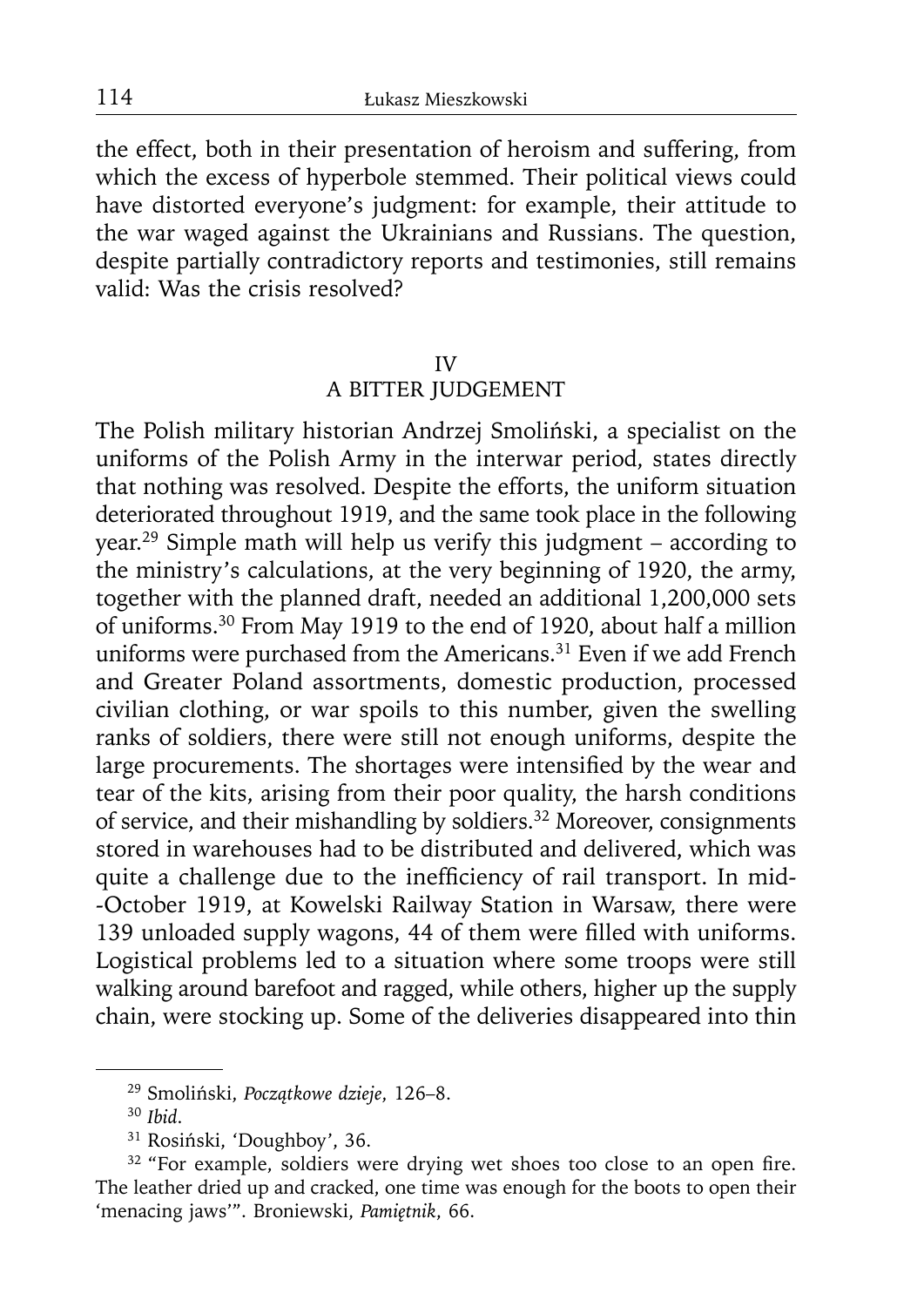the effect, both in their presentation of heroism and suffering, from which the excess of hyperbole stemmed. Their political views could have distorted everyone's judgment: for example, their attitude to the war waged against the Ukrainians and Russians. The question, despite partially contradictory reports and testimonies, still remains valid: Was the crisis resolved?

## IV
## A BITTER JUDGEMENT

The Polish military historian Andrzej Smoliński, a specialist on the uniforms of the Polish Army in the interwar period, states directly that nothing was resolved. Despite the efforts, the uniform situation deteriorated throughout 1919, and the same took place in the following year.[29] Simple math will help us verify this judgment – according to the ministry's calculations, at the very beginning of 1920, the army, together with the planned draft, needed an additional 1,200,000 sets of uniforms.[30] From May 1919 to the end of 1920, about half a million uniforms were purchased from the Americans.[31] Even if we add French and Greater Poland assortments, domestic production, processed civilian clothing, or war spoils to this number, given the swelling ranks of soldiers, there were still not enough uniforms, despite the large procurements. The shortages were intensified by the wear and tear of the kits, arising from their poor quality, the harsh conditions of service, and their mishandling by soldiers.[32] Moreover, consignments stored in warehouses had to be distributed and delivered, which was quite a challenge due to the inefficiency of rail transport. In mid-October 1919, at Kowelski Railway Station in Warsaw, there were 139 unloaded supply wagons, 44 of them were filled with uniforms. Logistical problems led to a situation where some troops were still walking around barefoot and ragged, while others, higher up the supply chain, were stocking up. Some of the deliveries disappeared into thin

---

[29] Smoliński, *Początkowe dzieje*, 126–8.

[30] *Ibid.*

[31] Rosiński, 'Doughboy', 36.

[32] "For example, soldiers were drying wet shoes too close to an open fire. The leather dried up and cracked, one time was enough for the boots to open their 'menacing jaws'". Broniewski, *Pamiętnik*, 66.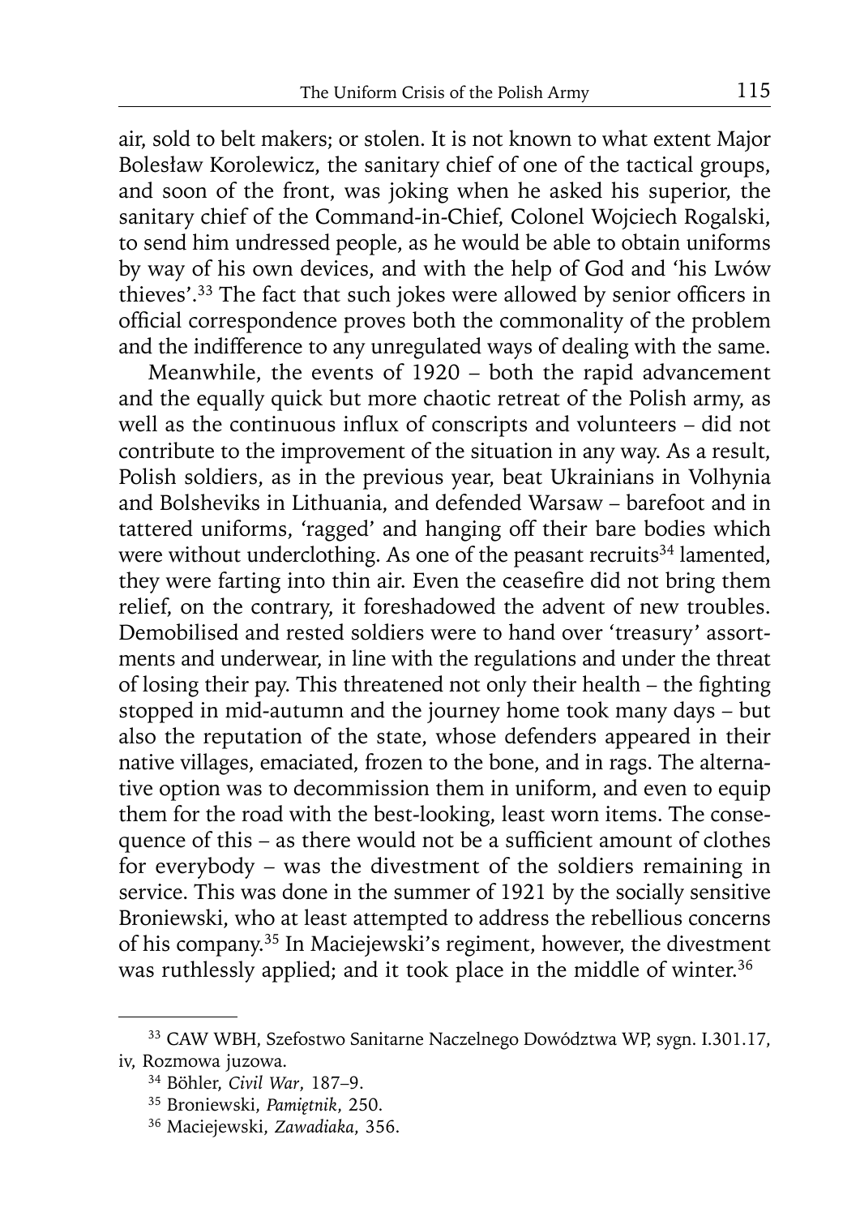air, sold to belt makers; or stolen. It is not known to what extent Major Bolesław Korolewicz, the sanitary chief of one of the tactical groups, and soon of the front, was joking when he asked his superior, the sanitary chief of the Command-in-Chief, Colonel Wojciech Rogalski, to send him undressed people, as he would be able to obtain uniforms by way of his own devices, and with the help of God and 'his Lwów thieves'.[33] The fact that such jokes were allowed by senior officers in official correspondence proves both the commonality of the problem and the indifference to any unregulated ways of dealing with the same.

Meanwhile, the events of 1920 – both the rapid advancement and the equally quick but more chaotic retreat of the Polish army, as well as the continuous influx of conscripts and volunteers – did not contribute to the improvement of the situation in any way. As a result, Polish soldiers, as in the previous year, beat Ukrainians in Volhynia and Bolsheviks in Lithuania, and defended Warsaw – barefoot and in tattered uniforms, 'ragged' and hanging off their bare bodies which were without underclothing. As one of the peasant recruits[34] lamented, they were farting into thin air. Even the ceasefire did not bring them relief, on the contrary, it foreshadowed the advent of new troubles. Demobilised and rested soldiers were to hand over 'treasury' assortments and underwear, in line with the regulations and under the threat of losing their pay. This threatened not only their health – the fighting stopped in mid-autumn and the journey home took many days – but also the reputation of the state, whose defenders appeared in their native villages, emaciated, frozen to the bone, and in rags. The alternative option was to decommission them in uniform, and even to equip them for the road with the best-looking, least worn items. The consequence of this – as there would not be a sufficient amount of clothes for everybody – was the divestment of the soldiers remaining in service. This was done in the summer of 1921 by the socially sensitive Broniewski, who at least attempted to address the rebellious concerns of his company.[35] In Maciejewski's regiment, however, the divestment was ruthlessly applied; and it took place in the middle of winter.[36]

---

[33] CAW WBH, Szefostwo Sanitarne Naczelnego Dowództwa WP, sygn. I.301.17, iv, Rozmowa juzowa.

[34] Böhler, *Civil War*, 187–9.

[35] Broniewski, *Pamiętnik*, 250.

[36] Maciejewski, *Zawadiaka*, 356.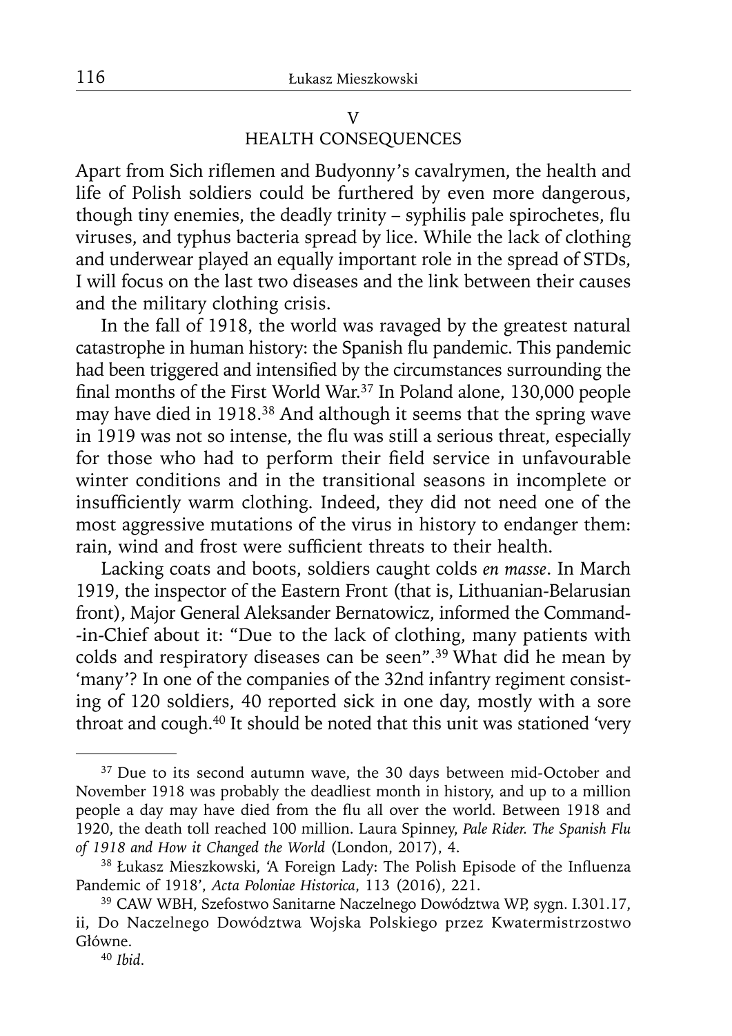## V
## HEALTH CONSEQUENCES

Apart from Sich riflemen and Budyonny's cavalrymen, the health and life of Polish soldiers could be furthered by even more dangerous, though tiny enemies, the deadly trinity – syphilis pale spirochetes, flu viruses, and typhus bacteria spread by lice. While the lack of clothing and underwear played an equally important role in the spread of STDs, I will focus on the last two diseases and the link between their causes and the military clothing crisis.

In the fall of 1918, the world was ravaged by the greatest natural catastrophe in human history: the Spanish flu pandemic. This pandemic had been triggered and intensified by the circumstances surrounding the final months of the First World War.[37] In Poland alone, 130,000 people may have died in 1918.[38] And although it seems that the spring wave in 1919 was not so intense, the flu was still a serious threat, especially for those who had to perform their field service in unfavourable winter conditions and in the transitional seasons in incomplete or insufficiently warm clothing. Indeed, they did not need one of the most aggressive mutations of the virus in history to endanger them: rain, wind and frost were sufficient threats to their health.

Lacking coats and boots, soldiers caught colds *en masse*. In March 1919, the inspector of the Eastern Front (that is, Lithuanian-Belarusian front), Major General Aleksander Bernatowicz, informed the Command--in-Chief about it: "Due to the lack of clothing, many patients with colds and respiratory diseases can be seen".[39] What did he mean by 'many'? In one of the companies of the 32nd infantry regiment consisting of 120 soldiers, 40 reported sick in one day, mostly with a sore throat and cough.[40] It should be noted that this unit was stationed 'very

---

[37] Due to its second autumn wave, the 30 days between mid-October and November 1918 was probably the deadliest month in history, and up to a million people a day may have died from the flu all over the world. Between 1918 and 1920, the death toll reached 100 million. Laura Spinney, *Pale Rider. The Spanish Flu of 1918 and How it Changed the World* (London, 2017), 4.

[38] Łukasz Mieszkowski, 'A Foreign Lady: The Polish Episode of the Influenza Pandemic of 1918', *Acta Poloniae Historica*, 113 (2016), 221.

[39] CAW WBH, Szefostwo Sanitarne Naczelnego Dowództwa WP, sygn. I.301.17, ii, Do Naczelnego Dowództwa Wojska Polskiego przez Kwatermistrzostwo Główne.

[40] *Ibid*.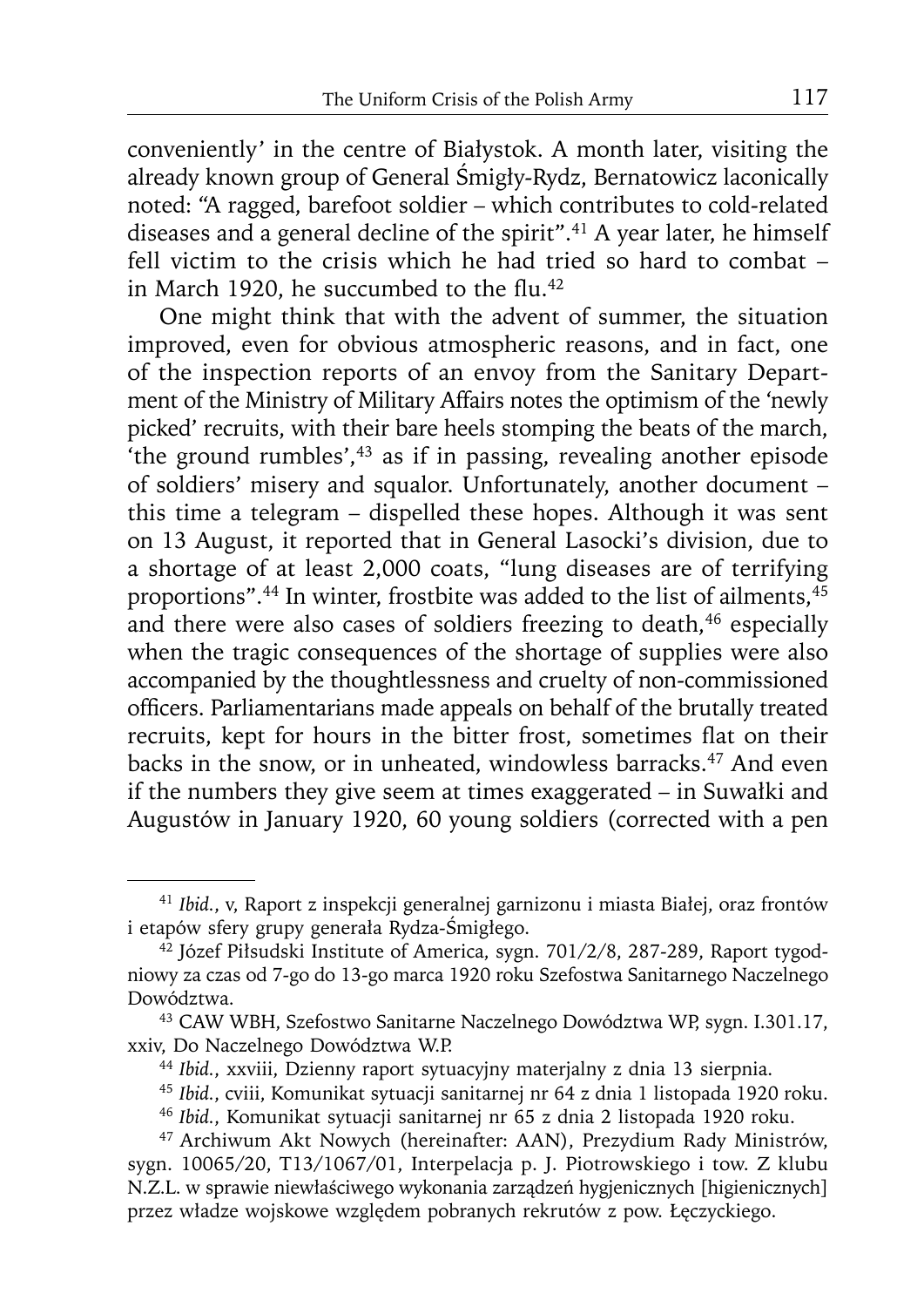conveniently' in the centre of Białystok. A month later, visiting the already known group of General Śmigły-Rydz, Bernatowicz laconically noted: "A ragged, barefoot soldier – which contributes to cold-related diseases and a general decline of the spirit".[41] A year later, he himself fell victim to the crisis which he had tried so hard to combat – in March 1920, he succumbed to the flu.[42]

One might think that with the advent of summer, the situation improved, even for obvious atmospheric reasons, and in fact, one of the inspection reports of an envoy from the Sanitary Department of the Ministry of Military Affairs notes the optimism of the 'newly picked' recruits, with their bare heels stomping the beats of the march, 'the ground rumbles',[43] as if in passing, revealing another episode of soldiers' misery and squalor. Unfortunately, another document – this time a telegram – dispelled these hopes. Although it was sent on 13 August, it reported that in General Lasocki's division, due to a shortage of at least 2,000 coats, "lung diseases are of terrifying proportions".[44] In winter, frostbite was added to the list of ailments,[45] and there were also cases of soldiers freezing to death,[46] especially when the tragic consequences of the shortage of supplies were also accompanied by the thoughtlessness and cruelty of non-commissioned officers. Parliamentarians made appeals on behalf of the brutally treated recruits, kept for hours in the bitter frost, sometimes flat on their backs in the snow, or in unheated, windowless barracks.[47] And even if the numbers they give seem at times exaggerated – in Suwałki and Augustów in January 1920, 60 young soldiers (corrected with a pen

---

[41] *Ibid.*, v, Raport z inspekcji generalnej garnizonu i miasta Białej, oraz frontów i etapów sfery grupy generała Rydza-Śmigłego.

[42] Józef Piłsudski Institute of America, sygn. 701/2/8, 287-289, Raport tygodniowy za czas od 7-go do 13-go marca 1920 roku Szefostwa Sanitarnego Naczelnego Dowództwa.

[43] CAW WBH, Szefostwo Sanitarne Naczelnego Dowództwa WP, sygn. I.301.17, xxiv, Do Naczelnego Dowództwa W.P.

[44] *Ibid.*, xxviii, Dzienny raport sytuacyjny materjalny z dnia 13 sierpnia.

[45] *Ibid.*, cviii, Komunikat sytuacji sanitarnej nr 64 z dnia 1 listopada 1920 roku.

[46] *Ibid.*, Komunikat sytuacji sanitarnej nr 65 z dnia 2 listopada 1920 roku.

[47] Archiwum Akt Nowych (hereinafter: AAN), Prezydium Rady Ministrów, sygn. 10065/20, T13/1067/01, Interpelacja p. J. Piotrowskiego i tow. Z klubu N.Z.L. w sprawie niewłaściwego wykonania zarządzeń hygjenicznych [higienicznych] przez władze wojskowe względem pobranych rekrutów z pow. Łęczyckiego.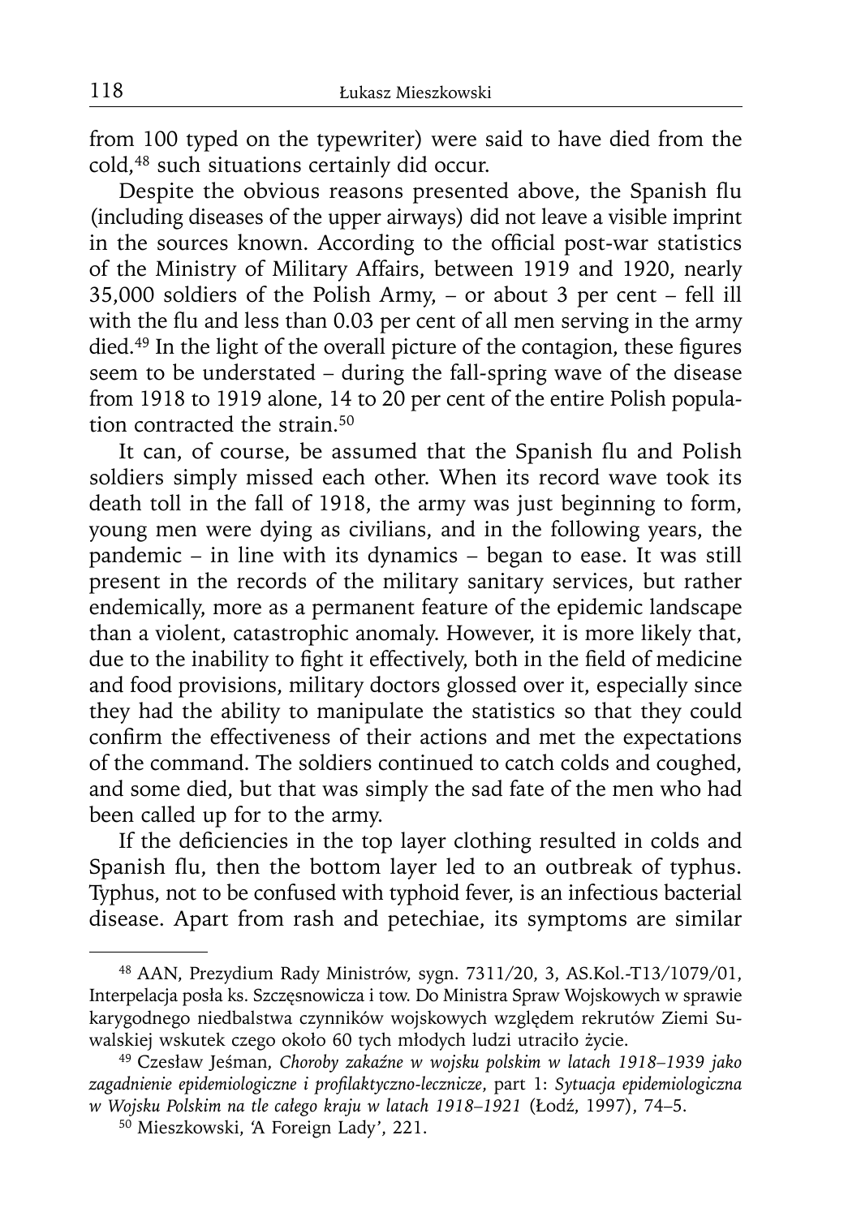from 100 typed on the typewriter) were said to have died from the cold,[48] such situations certainly did occur.

Despite the obvious reasons presented above, the Spanish flu (including diseases of the upper airways) did not leave a visible imprint in the sources known. According to the official post-war statistics of the Ministry of Military Affairs, between 1919 and 1920, nearly 35,000 soldiers of the Polish Army, – or about 3 per cent – fell ill with the flu and less than 0.03 per cent of all men serving in the army died.[49] In the light of the overall picture of the contagion, these figures seem to be understated – during the fall-spring wave of the disease from 1918 to 1919 alone, 14 to 20 per cent of the entire Polish population contracted the strain.[50]

It can, of course, be assumed that the Spanish flu and Polish soldiers simply missed each other. When its record wave took its death toll in the fall of 1918, the army was just beginning to form, young men were dying as civilians, and in the following years, the pandemic – in line with its dynamics – began to ease. It was still present in the records of the military sanitary services, but rather endemically, more as a permanent feature of the epidemic landscape than a violent, catastrophic anomaly. However, it is more likely that, due to the inability to fight it effectively, both in the field of medicine and food provisions, military doctors glossed over it, especially since they had the ability to manipulate the statistics so that they could confirm the effectiveness of their actions and met the expectations of the command. The soldiers continued to catch colds and coughed, and some died, but that was simply the sad fate of the men who had been called up for to the army.

If the deficiencies in the top layer clothing resulted in colds and Spanish flu, then the bottom layer led to an outbreak of typhus. Typhus, not to be confused with typhoid fever, is an infectious bacterial disease. Apart from rash and petechiae, its symptoms are similar

---

[48] AAN, Prezydium Rady Ministrów, sygn. 7311/20, 3, AS.Kol.-T13/1079/01, Interpelacja posła ks. Szczęsnowicza i tow. Do Ministra Spraw Wojskowych w sprawie karygodnego niedbalstwa czynników wojskowych względem rekrutów Ziemi Suwalskiej wskutek czego około 60 tych młodych ludzi utraciło życie.

[49] Czesław Jeśman, *Choroby zakaźne w wojsku polskim w latach 1918–1939 jako zagadnienie epidemiologiczne i profilaktyczno-lecznicze*, part 1: *Sytuacja epidemiologiczna w Wojsku Polskim na tle całego kraju w latach 1918–1921* (Łodź, 1997), 74–5.

[50] Mieszkowski, 'A Foreign Lady', 221.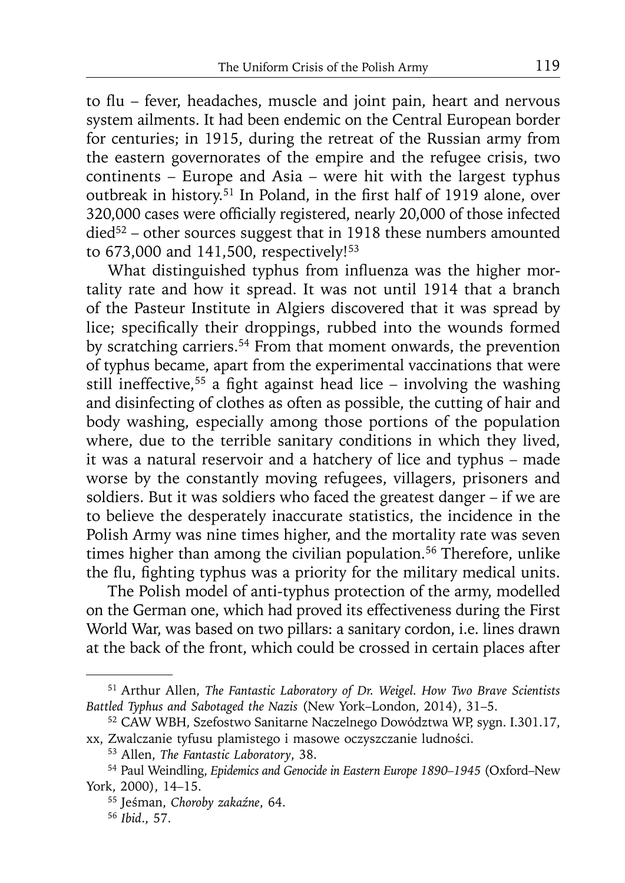to flu – fever, headaches, muscle and joint pain, heart and nervous system ailments. It had been endemic on the Central European border for centuries; in 1915, during the retreat of the Russian army from the eastern governorates of the empire and the refugee crisis, two continents – Europe and Asia – were hit with the largest typhus outbreak in history.[51] In Poland, in the first half of 1919 alone, over 320,000 cases were officially registered, nearly 20,000 of those infected died[52] – other sources suggest that in 1918 these numbers amounted to 673,000 and 141,500, respectively![53]

What distinguished typhus from influenza was the higher mortality rate and how it spread. It was not until 1914 that a branch of the Pasteur Institute in Algiers discovered that it was spread by lice; specifically their droppings, rubbed into the wounds formed by scratching carriers.[54] From that moment onwards, the prevention of typhus became, apart from the experimental vaccinations that were still ineffective,[55] a fight against head lice – involving the washing and disinfecting of clothes as often as possible, the cutting of hair and body washing, especially among those portions of the population where, due to the terrible sanitary conditions in which they lived, it was a natural reservoir and a hatchery of lice and typhus – made worse by the constantly moving refugees, villagers, prisoners and soldiers. But it was soldiers who faced the greatest danger – if we are to believe the desperately inaccurate statistics, the incidence in the Polish Army was nine times higher, and the mortality rate was seven times higher than among the civilian population.[56] Therefore, unlike the flu, fighting typhus was a priority for the military medical units.

The Polish model of anti-typhus protection of the army, modelled on the German one, which had proved its effectiveness during the First World War, was based on two pillars: a sanitary cordon, i.e. lines drawn at the back of the front, which could be crossed in certain places after

---

[51] Arthur Allen, *The Fantastic Laboratory of Dr. Weigel. How Two Brave Scientists Battled Typhus and Sabotaged the Nazis* (New York–London, 2014), 31–5.

[52] CAW WBH, Szefostwo Sanitarne Naczelnego Dowództwa WP, sygn. I.301.17, xx, Zwalczanie tyfusu plamistego i masowe oczyszczanie ludności.

[53] Allen, *The Fantastic Laboratory*, 38.

[54] Paul Weindling, *Epidemics and Genocide in Eastern Europe 1890–1945* (Oxford–New York, 2000), 14–15.

[55] Jeśman, *Choroby zakaźne*, 64.

[56] *Ibid*., 57.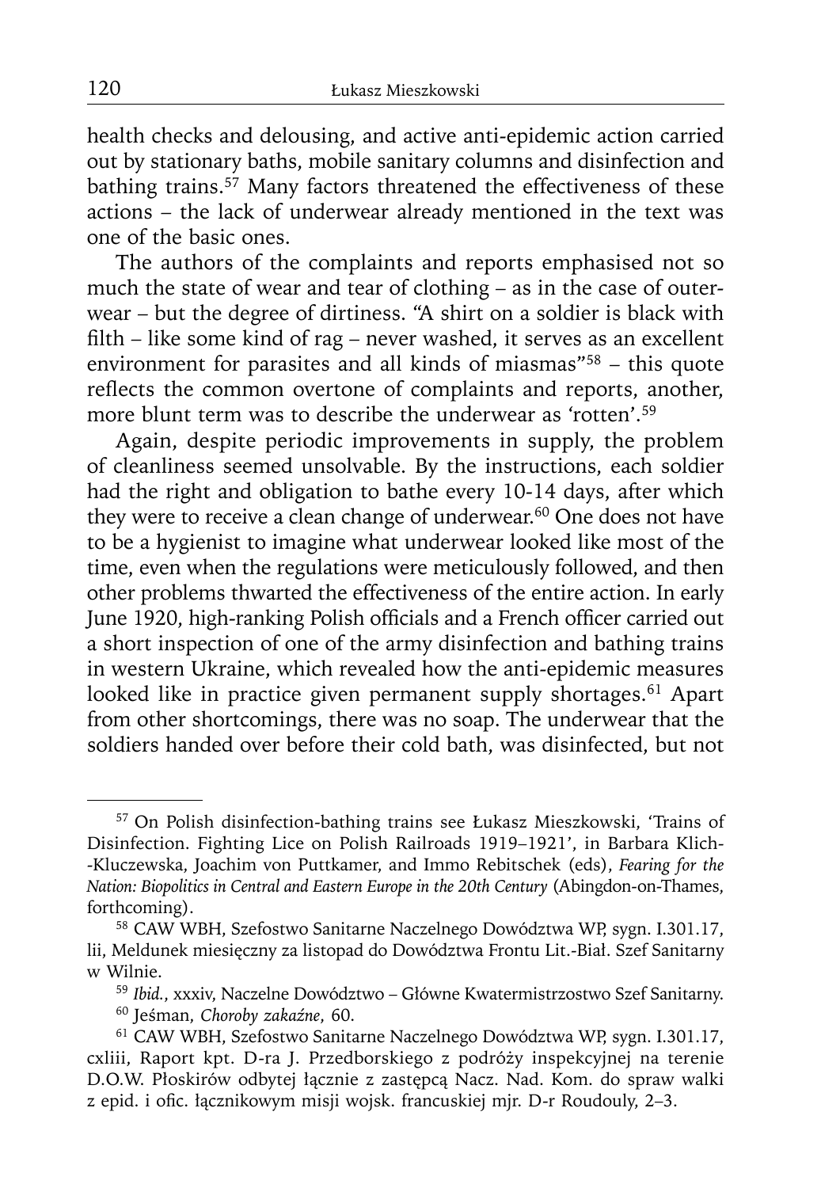health checks and delousing, and active anti-epidemic action carried out by stationary baths, mobile sanitary columns and disinfection and bathing trains.[57] Many factors threatened the effectiveness of these actions – the lack of underwear already mentioned in the text was one of the basic ones.

The authors of the complaints and reports emphasised not so much the state of wear and tear of clothing – as in the case of outerwear – but the degree of dirtiness. "A shirt on a soldier is black with filth – like some kind of rag – never washed, it serves as an excellent environment for parasites and all kinds of miasmas"[58] – this quote reflects the common overtone of complaints and reports, another, more blunt term was to describe the underwear as 'rotten'.[59]

Again, despite periodic improvements in supply, the problem of cleanliness seemed unsolvable. By the instructions, each soldier had the right and obligation to bathe every 10-14 days, after which they were to receive a clean change of underwear.[60] One does not have to be a hygienist to imagine what underwear looked like most of the time, even when the regulations were meticulously followed, and then other problems thwarted the effectiveness of the entire action. In early June 1920, high-ranking Polish officials and a French officer carried out a short inspection of one of the army disinfection and bathing trains in western Ukraine, which revealed how the anti-epidemic measures looked like in practice given permanent supply shortages.[61] Apart from other shortcomings, there was no soap. The underwear that the soldiers handed over before their cold bath, was disinfected, but not

---

[57] On Polish disinfection-bathing trains see Łukasz Mieszkowski, 'Trains of Disinfection. Fighting Lice on Polish Railroads 1919–1921', in Barbara Klich-Kluczewska, Joachim von Puttkamer, and Immo Rebitschek (eds), *Fearing for the Nation: Biopolitics in Central and Eastern Europe in the 20th Century* (Abingdon-on-Thames, forthcoming).

[58] CAW WBH, Szefostwo Sanitarne Naczelnego Dowództwa WP, sygn. I.301.17, lii, Meldunek miesięczny za listopad do Dowództwa Frontu Lit.-Biał. Szef Sanitarny w Wilnie.

[59] *Ibid.*, xxxiv, Naczelne Dowództwo – Główne Kwatermistrzostwo Szef Sanitarny.

[60] Jeśman, *Choroby zakaźne*, 60.

[61] CAW WBH, Szefostwo Sanitarne Naczelnego Dowództwa WP, sygn. I.301.17, cxliii, Raport kpt. D-ra J. Przedborskiego z podróży inspekcyjnej na terenie D.O.W. Płoskirów odbytej łącznie z zastępcą Nacz. Nad. Kom. do spraw walki z epid. i ofic. łącznikowym misji wojsk. francuskiej mjr. D-r Roudouly, 2–3.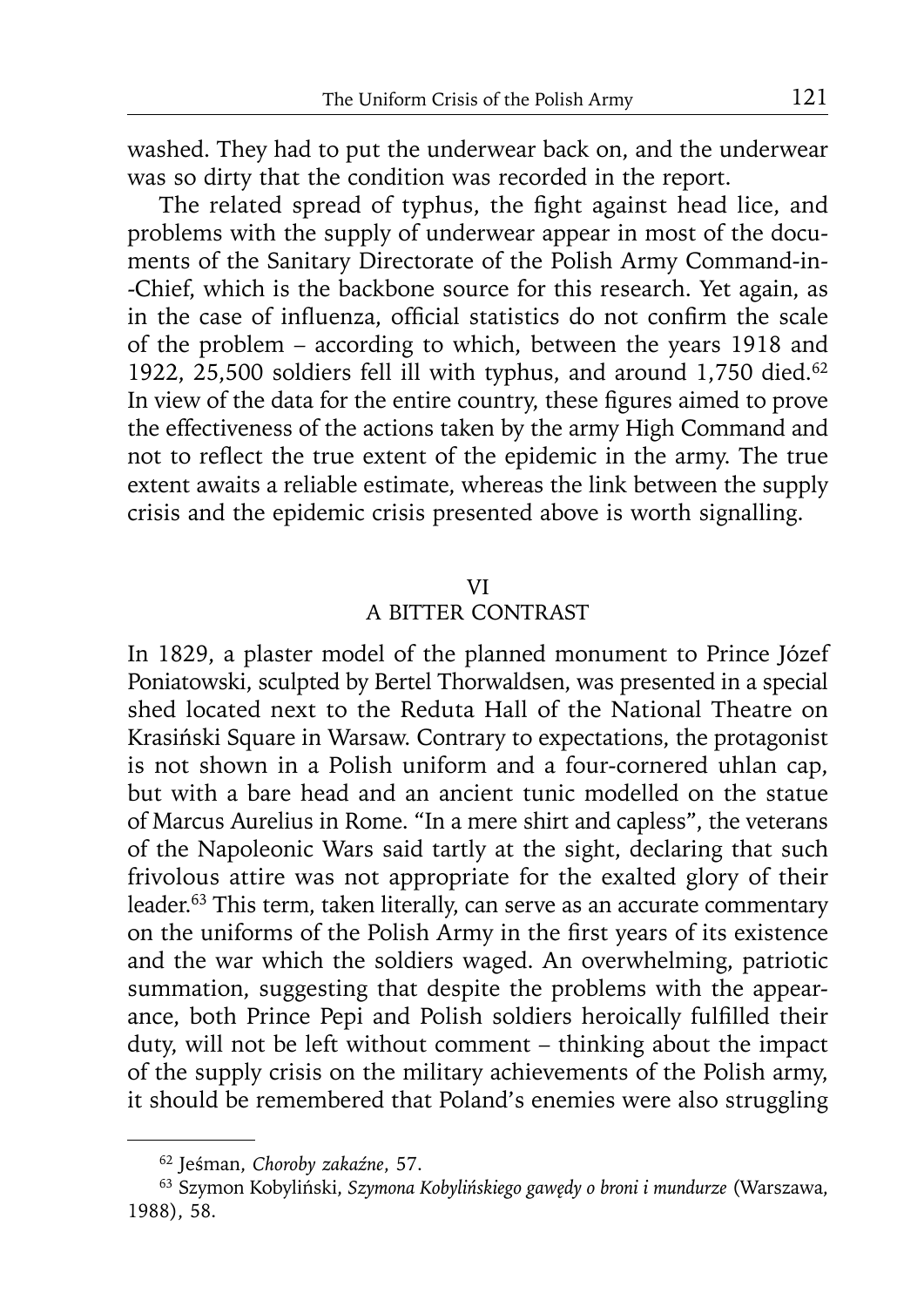washed. They had to put the underwear back on, and the underwear was so dirty that the condition was recorded in the report.

The related spread of typhus, the fight against head lice, and problems with the supply of underwear appear in most of the documents of the Sanitary Directorate of the Polish Army Command-in--Chief, which is the backbone source for this research. Yet again, as in the case of influenza, official statistics do not confirm the scale of the problem – according to which, between the years 1918 and 1922, 25,500 soldiers fell ill with typhus, and around 1,750 died.[62] In view of the data for the entire country, these figures aimed to prove the effectiveness of the actions taken by the army High Command and not to reflect the true extent of the epidemic in the army. The true extent awaits a reliable estimate, whereas the link between the supply crisis and the epidemic crisis presented above is worth signalling.

## VI
## A BITTER CONTRAST

In 1829, a plaster model of the planned monument to Prince Józef Poniatowski, sculpted by Bertel Thorwaldsen, was presented in a special shed located next to the Reduta Hall of the National Theatre on Krasiński Square in Warsaw. Contrary to expectations, the protagonist is not shown in a Polish uniform and a four-cornered uhlan cap, but with a bare head and an ancient tunic modelled on the statue of Marcus Aurelius in Rome. "In a mere shirt and capless", the veterans of the Napoleonic Wars said tartly at the sight, declaring that such frivolous attire was not appropriate for the exalted glory of their leader.[63] This term, taken literally, can serve as an accurate commentary on the uniforms of the Polish Army in the first years of its existence and the war which the soldiers waged. An overwhelming, patriotic summation, suggesting that despite the problems with the appearance, both Prince Pepi and Polish soldiers heroically fulfilled their duty, will not be left without comment – thinking about the impact of the supply crisis on the military achievements of the Polish army, it should be remembered that Poland's enemies were also struggling

---

[62] Jeśman, *Choroby zakaźne*, 57.

[63] Szymon Kobyliński, *Szymona Kobylińskiego gawędy o broni i mundurze* (Warszawa, 1988), 58.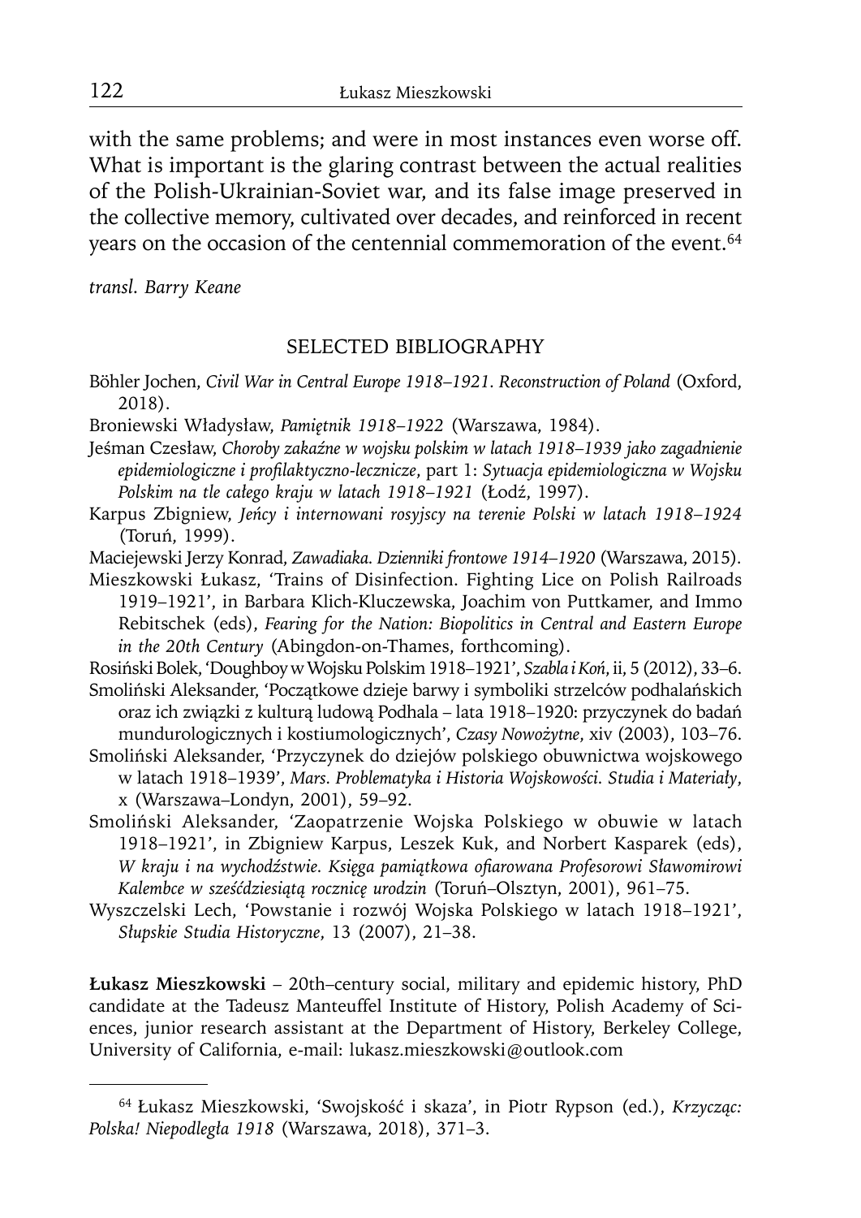with the same problems; and were in most instances even worse off. What is important is the glaring contrast between the actual realities of the Polish-Ukrainian-Soviet war, and its false image preserved in the collective memory, cultivated over decades, and reinforced in recent years on the occasion of the centennial commemoration of the event.[64]

*transl. Barry Keane*

## SELECTED BIBLIOGRAPHY

Böhler Jochen, *Civil War in Central Europe 1918–1921. Reconstruction of Poland* (Oxford, 2018).

Broniewski Władysław, *Pamiętnik 1918–1922* (Warszawa, 1984).

Jeśman Czesław, *Choroby zakaźne w wojsku polskim w latach 1918–1939 jako zagadnienie epidemiologiczne i profilaktyczno-lecznicze*, part 1: *Sytuacja epidemiologiczna w Wojsku Polskim na tle całego kraju w latach 1918–1921* (Łodź, 1997).

Karpus Zbigniew, *Jeńcy i internowani rosyjscy na terenie Polski w latach 1918–1924* (Toruń, 1999).

Maciejewski Jerzy Konrad, *Zawadiaka. Dzienniki frontowe 1914–1920* (Warszawa, 2015).

Mieszkowski Łukasz, 'Trains of Disinfection. Fighting Lice on Polish Railroads 1919–1921', in Barbara Klich-Kluczewska, Joachim von Puttkamer, and Immo Rebitschek (eds), *Fearing for the Nation: Biopolitics in Central and Eastern Europe in the 20th Century* (Abingdon-on-Thames, forthcoming).

Rosiński Bolek, 'Doughboy w Wojsku Polskim 1918–1921', *Szabla i Koń*, ii, 5 (2012), 33–6.

Smoliński Aleksander, 'Początkowe dzieje barwy i symboliki strzelców podhalańskich oraz ich związki z kulturą ludową Podhala – lata 1918–1920: przyczynek do badań mundurologicznych i kostiumologicznych', *Czasy Nowożytne*, xiv (2003), 103–76.

Smoliński Aleksander, 'Przyczynek do dziejów polskiego obuwnictwa wojskowego w latach 1918–1939', *Mars. Problematyka i Historia Wojskowości. Studia i Materiały*, x (Warszawa–Londyn, 2001), 59–92.

Smoliński Aleksander, 'Zaopatrzenie Wojska Polskiego w obuwie w latach 1918–1921', in Zbigniew Karpus, Leszek Kuk, and Norbert Kasparek (eds), *W kraju i na wychodźstwie. Księga pamiątkowa ofiarowana Profesorowi Sławomirowi Kalembce w sześćdziesiątą rocznicę urodzin* (Toruń–Olsztyn, 2001), 961–75.

Wyszczelski Lech, 'Powstanie i rozwój Wojska Polskiego w latach 1918–1921', *Słupskie Studia Historyczne*, 13 (2007), 21–38.

**Łukasz Mieszkowski** – 20th–century social, military and epidemic history, PhD candidate at the Tadeusz Manteuffel Institute of History, Polish Academy of Sciences, junior research assistant at the Department of History, Berkeley College, University of California, e-mail: lukasz.mieszkowski@outlook.com

[64] Łukasz Mieszkowski, 'Swojskość i skaza', in Piotr Rypson (ed.), *Krzycząc: Polska! Niepodległa 1918* (Warszawa, 2018), 371–3.